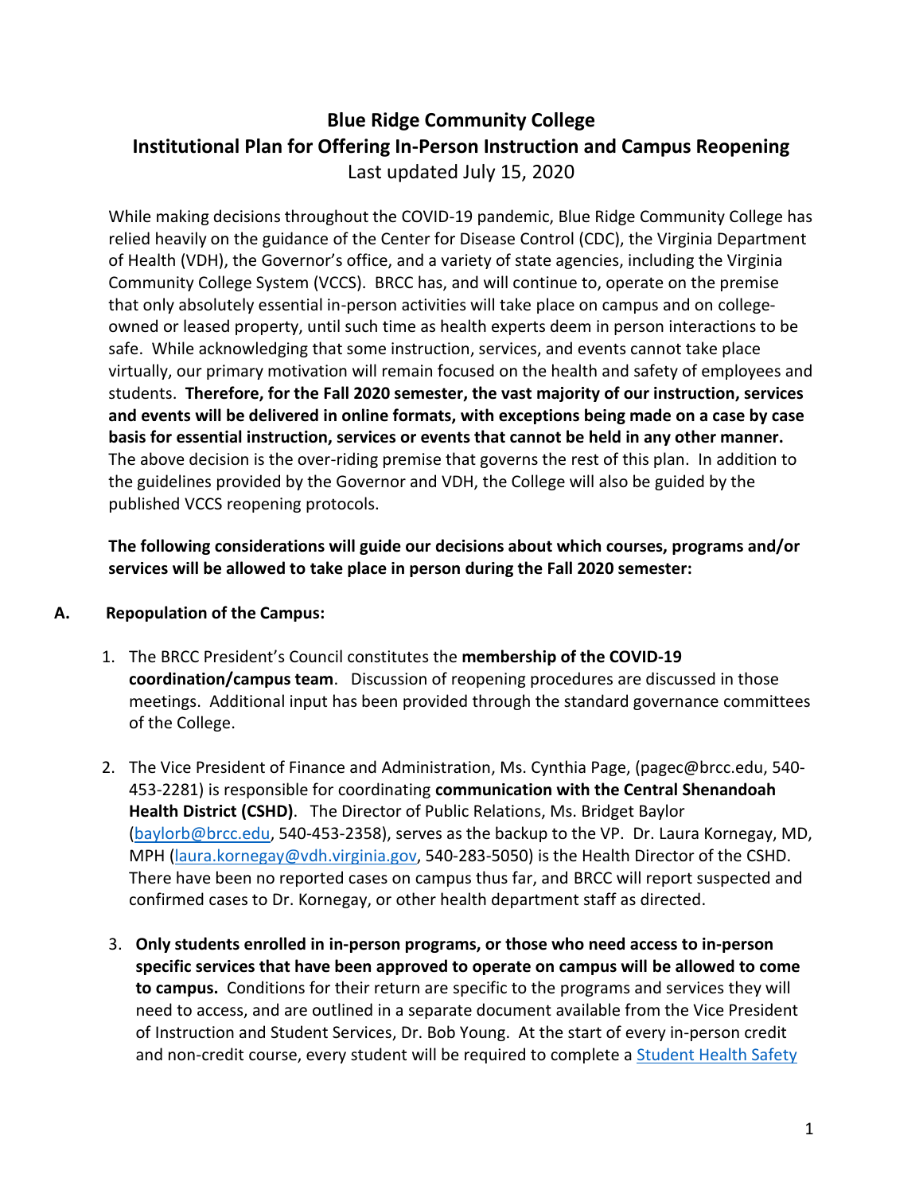# Blue Ridge Community College
# Institutional Plan for Offering In-Person Instruction and Campus Reopening

Last updated July 15, 2020

While making decisions throughout the COVID-19 pandemic, Blue Ridge Community College has relied heavily on the guidance of the Center for Disease Control (CDC), the Virginia Department of Health (VDH), the Governor's office, and a variety of state agencies, including the Virginia Community College System (VCCS). BRCC has, and will continue to, operate on the premise that only absolutely essential in-person activities will take place on campus and on college-owned or leased property, until such time as health experts deem in person interactions to be safe. While acknowledging that some instruction, services, and events cannot take place virtually, our primary motivation will remain focused on the health and safety of employees and students. **Therefore, for the Fall 2020 semester, the vast majority of our instruction, services and events will be delivered in online formats, with exceptions being made on a case by case basis for essential instruction, services or events that cannot be held in any other manner.** The above decision is the over-riding premise that governs the rest of this plan. In addition to the guidelines provided by the Governor and VDH, the College will also be guided by the published VCCS reopening protocols.

**The following considerations will guide our decisions about which courses, programs and/or services will be allowed to take place in person during the Fall 2020 semester:**

## A. Repopulation of the Campus:

1. The BRCC President's Council constitutes the **membership of the COVID-19 coordination/campus team**. Discussion of reopening procedures are discussed in those meetings. Additional input has been provided through the standard governance committees of the College.

2. The Vice President of Finance and Administration, Ms. Cynthia Page, (pagec@brcc.edu, 540-453-2281) is responsible for coordinating **communication with the Central Shenandoah Health District (CSHD)**. The Director of Public Relations, Ms. Bridget Baylor (baylorb@brcc.edu, 540-453-2358), serves as the backup to the VP. Dr. Laura Kornegay, MD, MPH (laura.kornegay@vdh.virginia.gov, 540-283-5050) is the Health Director of the CSHD. There have been no reported cases on campus thus far, and BRCC will report suspected and confirmed cases to Dr. Kornegay, or other health department staff as directed.

3. **Only students enrolled in in-person programs, or those who need access to in-person specific services that have been approved to operate on campus will be allowed to come to campus.** Conditions for their return are specific to the programs and services they will need to access, and are outlined in a separate document available from the Vice President of Instruction and Student Services, Dr. Bob Young. At the start of every in-person credit and non-credit course, every student will be required to complete a Student Health Safety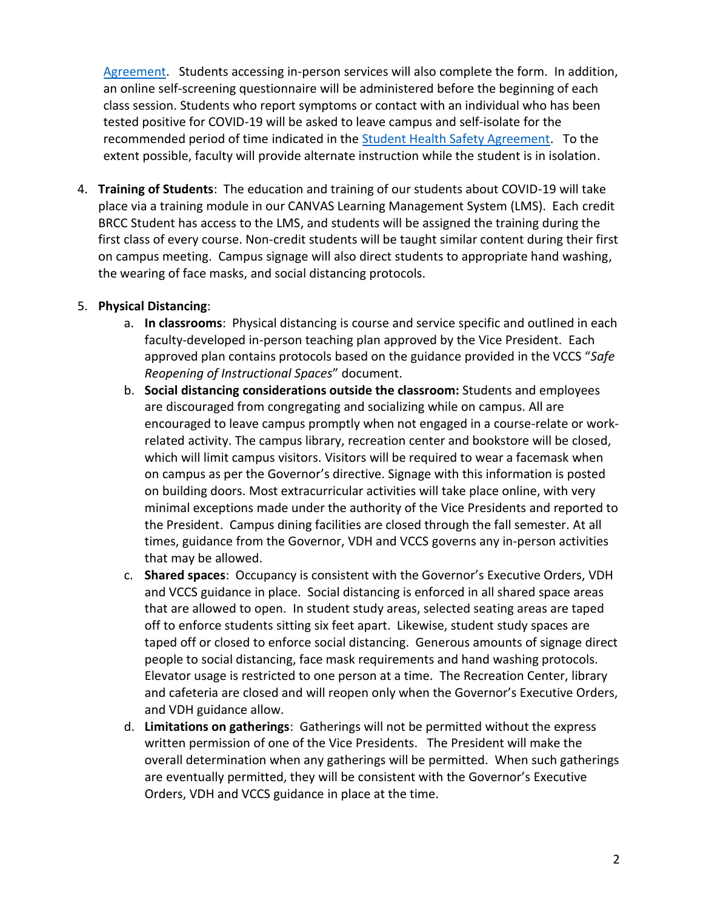Agreement. Students accessing in-person services will also complete the form. In addition, an online self-screening questionnaire will be administered before the beginning of each class session. Students who report symptoms or contact with an individual who has been tested positive for COVID-19 will be asked to leave campus and self-isolate for the recommended period of time indicated in the Student Health Safety Agreement. To the extent possible, faculty will provide alternate instruction while the student is in isolation.

4. **Training of Students**: The education and training of our students about COVID-19 will take place via a training module in our CANVAS Learning Management System (LMS). Each credit BRCC Student has access to the LMS, and students will be assigned the training during the first class of every course. Non-credit students will be taught similar content during their first on campus meeting. Campus signage will also direct students to appropriate hand washing, the wearing of face masks, and social distancing protocols.

5. **Physical Distancing**:
   a. **In classrooms**: Physical distancing is course and service specific and outlined in each faculty-developed in-person teaching plan approved by the Vice President. Each approved plan contains protocols based on the guidance provided in the VCCS "*Safe Reopening of Instructional Spaces*" document.
   b. **Social distancing considerations outside the classroom:** Students and employees are discouraged from congregating and socializing while on campus. All are encouraged to leave campus promptly when not engaged in a course-relate or work-related activity. The campus library, recreation center and bookstore will be closed, which will limit campus visitors. Visitors will be required to wear a facemask when on campus as per the Governor's directive. Signage with this information is posted on building doors. Most extracurricular activities will take place online, with very minimal exceptions made under the authority of the Vice Presidents and reported to the President. Campus dining facilities are closed through the fall semester. At all times, guidance from the Governor, VDH and VCCS governs any in-person activities that may be allowed.
   c. **Shared spaces**: Occupancy is consistent with the Governor's Executive Orders, VDH and VCCS guidance in place. Social distancing is enforced in all shared space areas that are allowed to open. In student study areas, selected seating areas are taped off to enforce students sitting six feet apart. Likewise, student study spaces are taped off or closed to enforce social distancing. Generous amounts of signage direct people to social distancing, face mask requirements and hand washing protocols. Elevator usage is restricted to one person at a time. The Recreation Center, library and cafeteria are closed and will reopen only when the Governor's Executive Orders, and VDH guidance allow.
   d. **Limitations on gatherings**: Gatherings will not be permitted without the express written permission of one of the Vice Presidents. The President will make the overall determination when any gatherings will be permitted. When such gatherings are eventually permitted, they will be consistent with the Governor's Executive Orders, VDH and VCCS guidance in place at the time.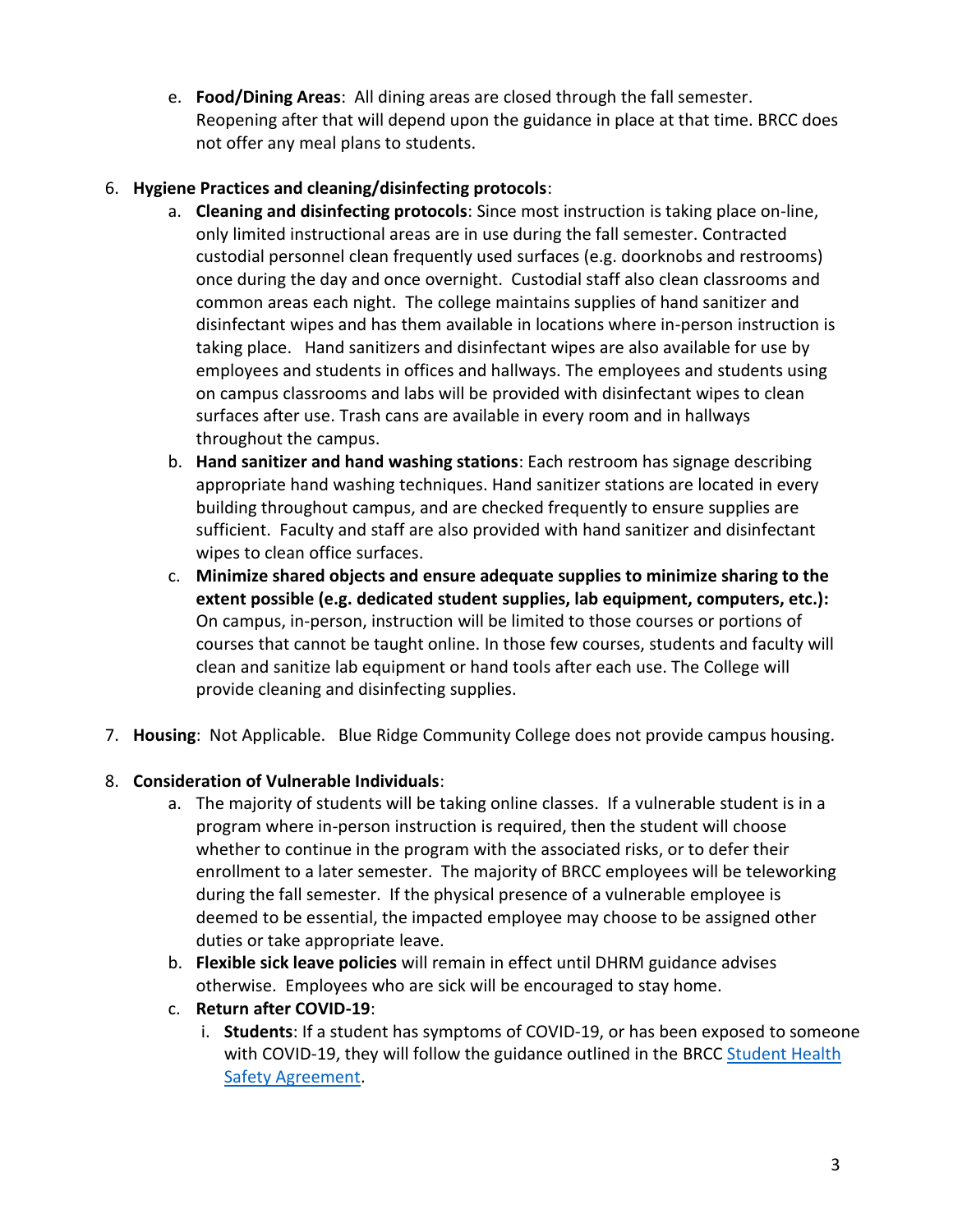e. **Food/Dining Areas**: All dining areas are closed through the fall semester. Reopening after that will depend upon the guidance in place at that time. BRCC does not offer any meal plans to students.

6. **Hygiene Practices and cleaning/disinfecting protocols**:
   a. **Cleaning and disinfecting protocols**: Since most instruction is taking place on-line, only limited instructional areas are in use during the fall semester. Contracted custodial personnel clean frequently used surfaces (e.g. doorknobs and restrooms) once during the day and once overnight. Custodial staff also clean classrooms and common areas each night. The college maintains supplies of hand sanitizer and disinfectant wipes and has them available in locations where in-person instruction is taking place. Hand sanitizers and disinfectant wipes are also available for use by employees and students in offices and hallways. The employees and students using on campus classrooms and labs will be provided with disinfectant wipes to clean surfaces after use. Trash cans are available in every room and in hallways throughout the campus.
   b. **Hand sanitizer and hand washing stations**: Each restroom has signage describing appropriate hand washing techniques. Hand sanitizer stations are located in every building throughout campus, and are checked frequently to ensure supplies are sufficient. Faculty and staff are also provided with hand sanitizer and disinfectant wipes to clean office surfaces.
   c. **Minimize shared objects and ensure adequate supplies to minimize sharing to the extent possible (e.g. dedicated student supplies, lab equipment, computers, etc.):** On campus, in-person, instruction will be limited to those courses or portions of courses that cannot be taught online. In those few courses, students and faculty will clean and sanitize lab equipment or hand tools after each use. The College will provide cleaning and disinfecting supplies.

7. **Housing**: Not Applicable. Blue Ridge Community College does not provide campus housing.

8. **Consideration of Vulnerable Individuals**:
   a. The majority of students will be taking online classes. If a vulnerable student is in a program where in-person instruction is required, then the student will choose whether to continue in the program with the associated risks, or to defer their enrollment to a later semester. The majority of BRCC employees will be teleworking during the fall semester. If the physical presence of a vulnerable employee is deemed to be essential, the impacted employee may choose to be assigned other duties or take appropriate leave.
   b. **Flexible sick leave policies** will remain in effect until DHRM guidance advises otherwise. Employees who are sick will be encouraged to stay home.
   c. **Return after COVID-19**:
      i. **Students**: If a student has symptoms of COVID-19, or has been exposed to someone with COVID-19, they will follow the guidance outlined in the BRCC Student Health Safety Agreement.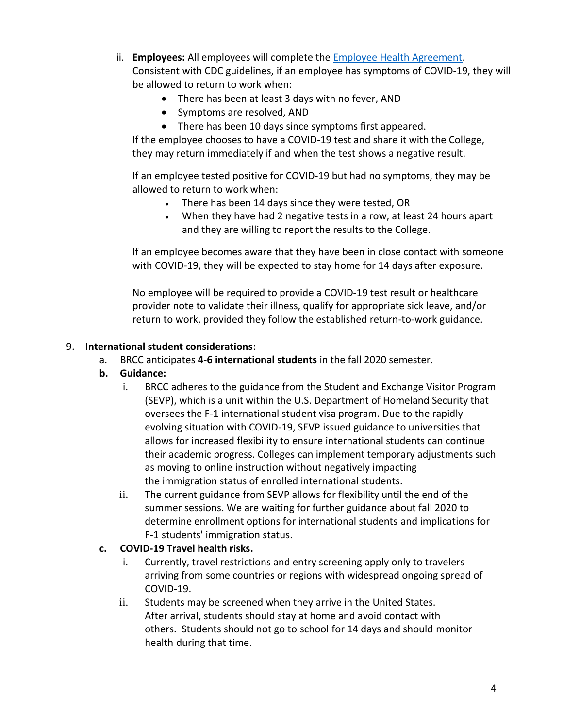ii. **Employees:** All employees will complete the [Employee Health Agreement](). Consistent with CDC guidelines, if an employee has symptoms of COVID-19, they will be allowed to return to work when:

- There has been at least 3 days with no fever, AND
- Symptoms are resolved, AND
- There has been 10 days since symptoms first appeared.

If the employee chooses to have a COVID-19 test and share it with the College, they may return immediately if and when the test shows a negative result.

If an employee tested positive for COVID-19 but had no symptoms, they may be allowed to return to work when:

- There has been 14 days since they were tested, OR
- When they have had 2 negative tests in a row, at least 24 hours apart and they are willing to report the results to the College.

If an employee becomes aware that they have been in close contact with someone with COVID-19, they will be expected to stay home for 14 days after exposure.

No employee will be required to provide a COVID-19 test result or healthcare provider note to validate their illness, qualify for appropriate sick leave, and/or return to work, provided they follow the established return-to-work guidance.

9. **International student considerations**:

a. BRCC anticipates **4-6 international students** in the fall 2020 semester.

**b. Guidance:**

i. BRCC adheres to the guidance from the Student and Exchange Visitor Program (SEVP), which is a unit within the U.S. Department of Homeland Security that oversees the F-1 international student visa program. Due to the rapidly evolving situation with COVID-19, SEVP issued guidance to universities that allows for increased flexibility to ensure international students can continue their academic progress. Colleges can implement temporary adjustments such as moving to online instruction without negatively impacting the immigration status of enrolled international students.

ii. The current guidance from SEVP allows for flexibility until the end of the summer sessions. We are waiting for further guidance about fall 2020 to determine enrollment options for international students and implications for F-1 students' immigration status.

**c. COVID-19 Travel health risks.**

i. Currently, travel restrictions and entry screening apply only to travelers arriving from some countries or regions with widespread ongoing spread of COVID-19.

ii. Students may be screened when they arrive in the United States. After arrival, students should stay at home and avoid contact with others. Students should not go to school for 14 days and should monitor health during that time.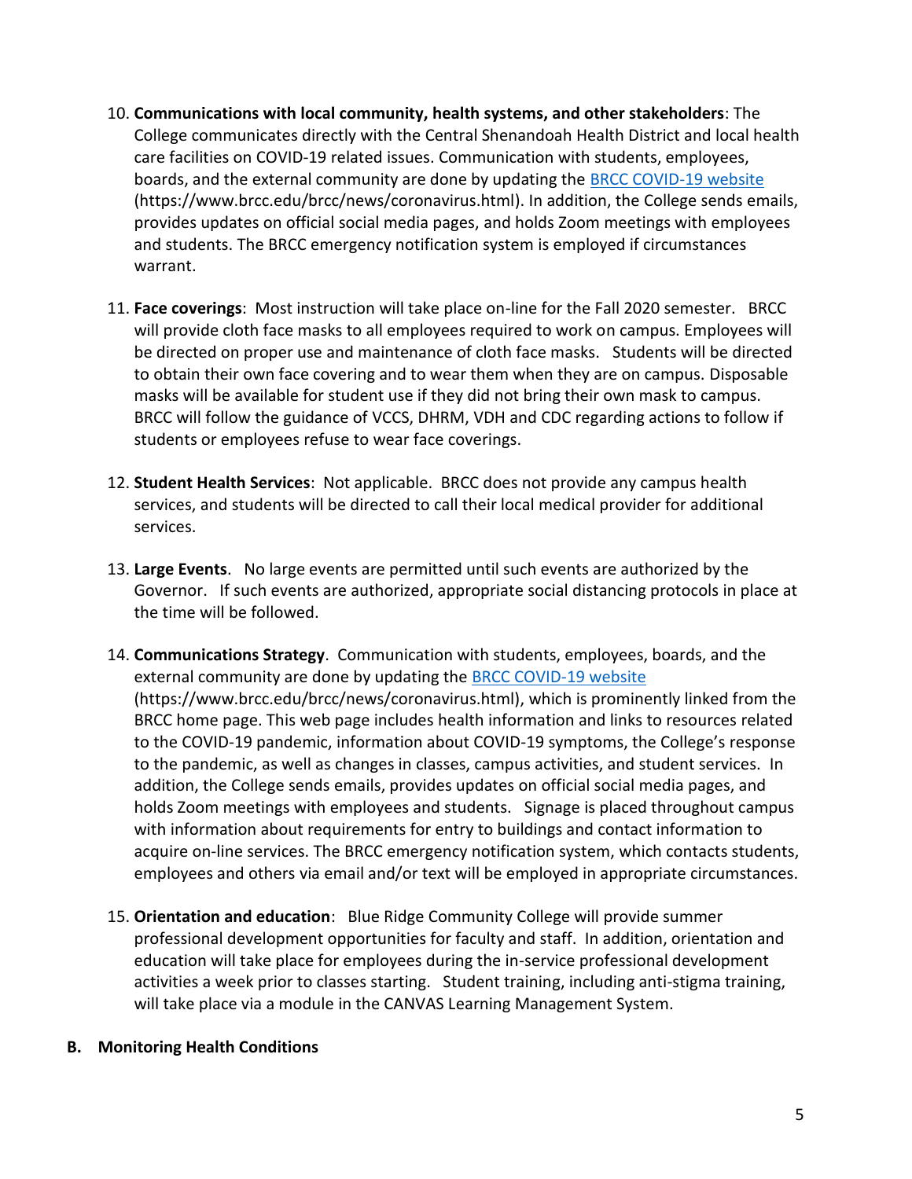10. **Communications with local community, health systems, and other stakeholders**: The College communicates directly with the Central Shenandoah Health District and local health care facilities on COVID-19 related issues. Communication with students, employees, boards, and the external community are done by updating the [BRCC COVID-19 website](https://www.brcc.edu/brcc/news/coronavirus.html) (https://www.brcc.edu/brcc/news/coronavirus.html). In addition, the College sends emails, provides updates on official social media pages, and holds Zoom meetings with employees and students. The BRCC emergency notification system is employed if circumstances warrant.

11. **Face coverings**: Most instruction will take place on-line for the Fall 2020 semester. BRCC will provide cloth face masks to all employees required to work on campus. Employees will be directed on proper use and maintenance of cloth face masks. Students will be directed to obtain their own face covering and to wear them when they are on campus. Disposable masks will be available for student use if they did not bring their own mask to campus. BRCC will follow the guidance of VCCS, DHRM, VDH and CDC regarding actions to follow if students or employees refuse to wear face coverings.

12. **Student Health Services**: Not applicable. BRCC does not provide any campus health services, and students will be directed to call their local medical provider for additional services.

13. **Large Events**. No large events are permitted until such events are authorized by the Governor. If such events are authorized, appropriate social distancing protocols in place at the time will be followed.

14. **Communications Strategy**. Communication with students, employees, boards, and the external community are done by updating the [BRCC COVID-19 website](https://www.brcc.edu/brcc/news/coronavirus.html) (https://www.brcc.edu/brcc/news/coronavirus.html), which is prominently linked from the BRCC home page. This web page includes health information and links to resources related to the COVID-19 pandemic, information about COVID-19 symptoms, the College's response to the pandemic, as well as changes in classes, campus activities, and student services. In addition, the College sends emails, provides updates on official social media pages, and holds Zoom meetings with employees and students. Signage is placed throughout campus with information about requirements for entry to buildings and contact information to acquire on-line services. The BRCC emergency notification system, which contacts students, employees and others via email and/or text will be employed in appropriate circumstances.

15. **Orientation and education**: Blue Ridge Community College will provide summer professional development opportunities for faculty and staff. In addition, orientation and education will take place for employees during the in-service professional development activities a week prior to classes starting. Student training, including anti-stigma training, will take place via a module in the CANVAS Learning Management System.

## B. Monitoring Health Conditions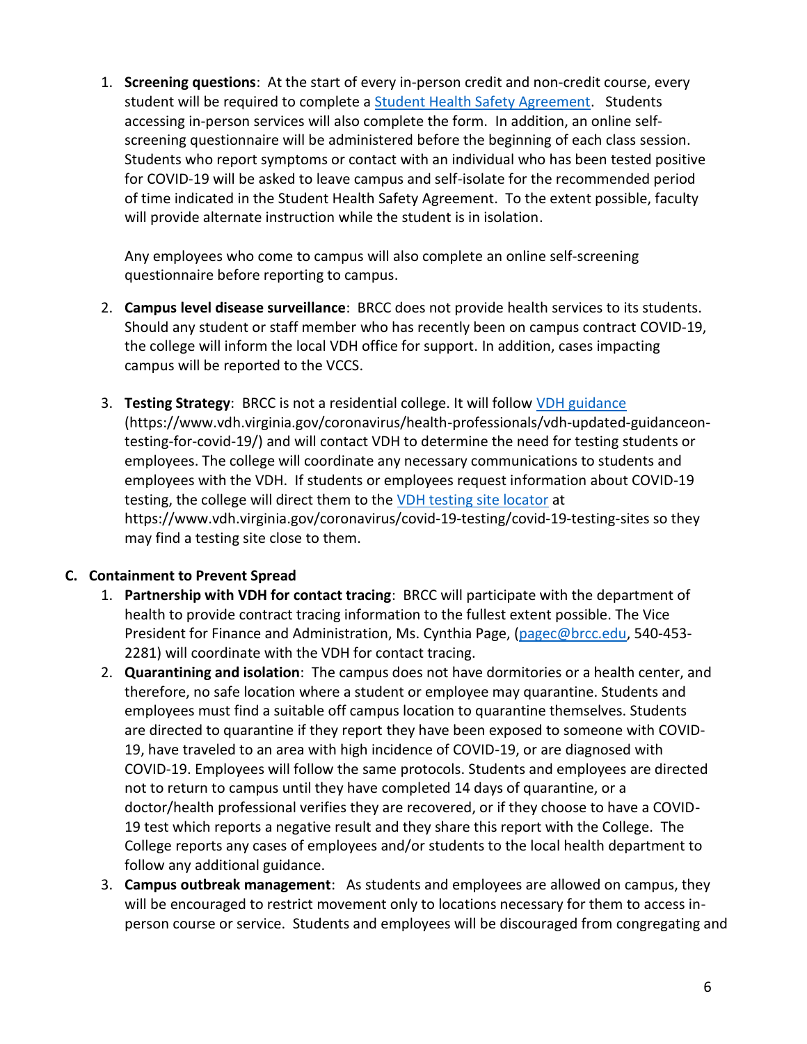1. **Screening questions**: At the start of every in-person credit and non-credit course, every student will be required to complete a [Student Health Safety Agreement](). Students accessing in-person services will also complete the form. In addition, an online self-screening questionnaire will be administered before the beginning of each class session. Students who report symptoms or contact with an individual who has been tested positive for COVID-19 will be asked to leave campus and self-isolate for the recommended period of time indicated in the Student Health Safety Agreement. To the extent possible, faculty will provide alternate instruction while the student is in isolation.

   Any employees who come to campus will also complete an online self-screening questionnaire before reporting to campus.

2. **Campus level disease surveillance**: BRCC does not provide health services to its students. Should any student or staff member who has recently been on campus contract COVID-19, the college will inform the local VDH office for support. In addition, cases impacting campus will be reported to the VCCS.

3. **Testing Strategy**: BRCC is not a residential college. It will follow [VDH guidance]() (https://www.vdh.virginia.gov/coronavirus/health-professionals/vdh-updated-guidanceon-testing-for-covid-19/) and will contact VDH to determine the need for testing students or employees. The college will coordinate any necessary communications to students and employees with the VDH. If students or employees request information about COVID-19 testing, the college will direct them to the [VDH testing site locator]() at https://www.vdh.virginia.gov/coronavirus/covid-19-testing/covid-19-testing-sites so they may find a testing site close to them.

**C. Containment to Prevent Spread**

1. **Partnership with VDH for contact tracing**: BRCC will participate with the department of health to provide contract tracing information to the fullest extent possible. The Vice President for Finance and Administration, Ms. Cynthia Page, (pagec@brcc.edu, 540-453-2281) will coordinate with the VDH for contact tracing.
2. **Quarantining and isolation**: The campus does not have dormitories or a health center, and therefore, no safe location where a student or employee may quarantine. Students and employees must find a suitable off campus location to quarantine themselves. Students are directed to quarantine if they report they have been exposed to someone with COVID-19, have traveled to an area with high incidence of COVID-19, or are diagnosed with COVID-19. Employees will follow the same protocols. Students and employees are directed not to return to campus until they have completed 14 days of quarantine, or a doctor/health professional verifies they are recovered, or if they choose to have a COVID-19 test which reports a negative result and they share this report with the College. The College reports any cases of employees and/or students to the local health department to follow any additional guidance.
3. **Campus outbreak management**: As students and employees are allowed on campus, they will be encouraged to restrict movement only to locations necessary for them to access in-person course or service. Students and employees will be discouraged from congregating and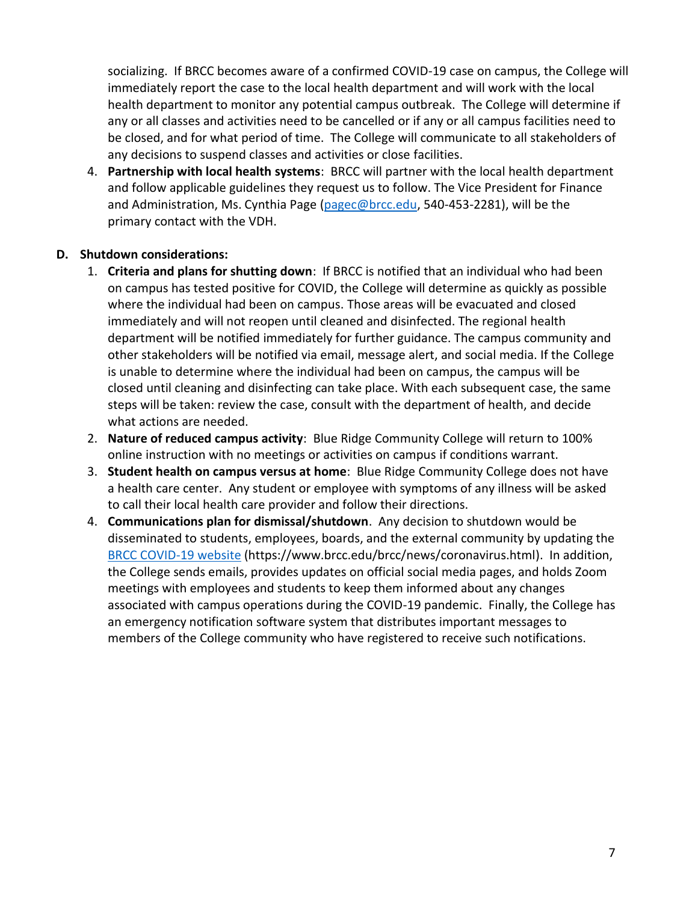socializing. If BRCC becomes aware of a confirmed COVID-19 case on campus, the College will immediately report the case to the local health department and will work with the local health department to monitor any potential campus outbreak. The College will determine if any or all classes and activities need to be cancelled or if any or all campus facilities need to be closed, and for what period of time. The College will communicate to all stakeholders of any decisions to suspend classes and activities or close facilities.

4. **Partnership with local health systems**: BRCC will partner with the local health department and follow applicable guidelines they request us to follow. The Vice President for Finance and Administration, Ms. Cynthia Page ([pagec@brcc.edu](mailto:pagec@brcc.edu), 540-453-2281), will be the primary contact with the VDH.

**D. Shutdown considerations:**

1. **Criteria and plans for shutting down**: If BRCC is notified that an individual who had been on campus has tested positive for COVID, the College will determine as quickly as possible where the individual had been on campus. Those areas will be evacuated and closed immediately and will not reopen until cleaned and disinfected. The regional health department will be notified immediately for further guidance. The campus community and other stakeholders will be notified via email, message alert, and social media. If the College is unable to determine where the individual had been on campus, the campus will be closed until cleaning and disinfecting can take place. With each subsequent case, the same steps will be taken: review the case, consult with the department of health, and decide what actions are needed.
2. **Nature of reduced campus activity**: Blue Ridge Community College will return to 100% online instruction with no meetings or activities on campus if conditions warrant.
3. **Student health on campus versus at home**: Blue Ridge Community College does not have a health care center. Any student or employee with symptoms of any illness will be asked to call their local health care provider and follow their directions.
4. **Communications plan for dismissal/shutdown**. Any decision to shutdown would be disseminated to students, employees, boards, and the external community by updating the [BRCC COVID-19 website](https://www.brcc.edu/brcc/news/coronavirus.html) (https://www.brcc.edu/brcc/news/coronavirus.html). In addition, the College sends emails, provides updates on official social media pages, and holds Zoom meetings with employees and students to keep them informed about any changes associated with campus operations during the COVID-19 pandemic. Finally, the College has an emergency notification software system that distributes important messages to members of the College community who have registered to receive such notifications.